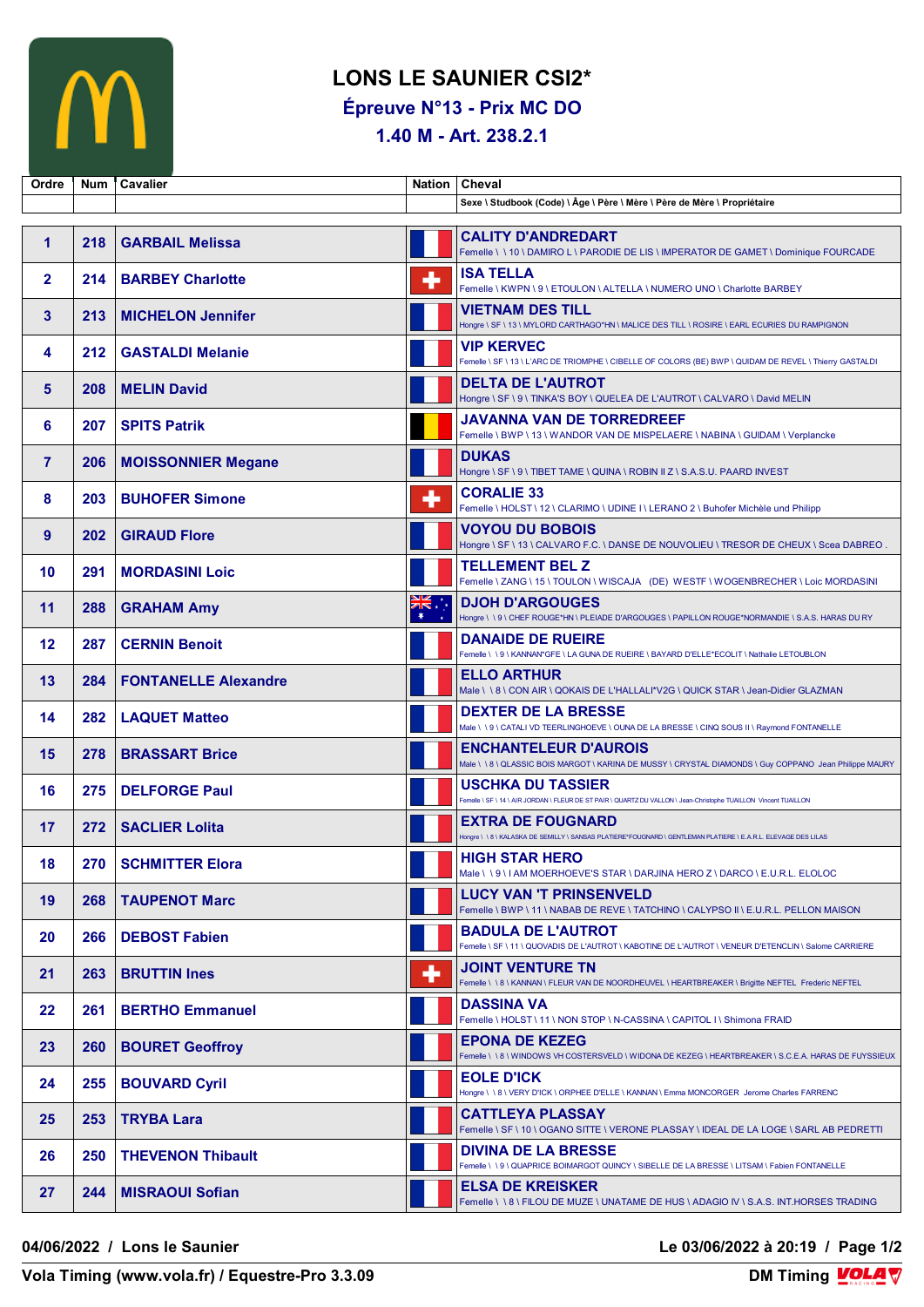# LONS LE SAUNIER CSI2*

## Épreuve N°13 - Prix MC DO

## 1.40 M - Art. 238.2.1

| Ordre | Num | Cavalier | Nation | Cheval<br>Sexe \ Studbook (Code) \ Âge \ Père \ Mère \ Père de Mère \ Propriétaire |
|---|---|---|---|---|
| 1 | 218 | GARBAIL Melissa | | CALITY D'ANDREDART<br>Femelle \ \ 10 \ DAMIRO L \ PARODIE DE LIS \ IMPERATOR DE GAMET \ Dominique FOURCADE |
| 2 | 214 | BARBEY Charlotte | | ISA TELLA<br>Femelle \ KWPN \ 9 \ ETOULON \ ALTELLA \ NUMERO UNO \ Charlotte BARBEY |
| 3 | 213 | MICHELON Jennifer | | VIETNAM DES TILL<br>Hongre \ SF \ 13 \ MYLORD CARTHAGO*HN \ MALICE DES TILL \ ROSIRE \ EARL ECURIES DU RAMPIGNON |
| 4 | 212 | GASTALDI Melanie | | VIP KERVEC<br>Femelle \ SF \ 13 \ L'ARC DE TRIOMPHE \ CIBELLE OF COLORS (BE) BWP \ QUIDAM DE REVEL \ Thierry GASTALDI |
| 5 | 208 | MELIN David | | DELTA DE L'AUTROT<br>Hongre \ SF \ 9 \ TINKA'S BOY \ QUELEA DE L'AUTROT \ CALVARO \ David MELIN |
| 6 | 207 | SPITS Patrik | | JAVANNA VAN DE TORREDREEF<br>Femelle \ BWP \ 13 \ WANDOR VAN DE MISPELAERE \ NABINA \ GUIDAM \ Verplancke |
| 7 | 206 | MOISSONNIER Megane | | DUKAS<br>Hongre \ SF \ 9 \ TIBET TAME \ QUINA \ ROBIN II Z \ S.A.S.U. PAARD INVEST |
| 8 | 203 | BUHOFER Simone | | CORALIE 33<br>Femelle \ HOLST \ 12 \ CLARIMO \ UDINE I \ LERANO 2 \ Buhofer Michèle und Philipp |
| 9 | 202 | GIRAUD Flore | | VOYOU DU BOBOIS<br>Hongre \ SF \ 13 \ CALVARO F.C. \ DANSE DE NOUVOLIEU \ TRESOR DE CHEUX \ Scea DABREO . |
| 10 | 291 | MORDASINI Loic | | TELLEMENT BEL Z<br>Femelle \ ZANG \ 15 \ TOULON \ WISCAJA (DE) WESTF \ WOGENBRECHER \ Loic MORDASINI |
| 11 | 288 | GRAHAM Amy | | DJOH D'ARGOUGES<br>Hongre \ \ 9 \ CHEF ROUGE*HN \ PLEIADE D'ARGOUGES \ PAPILLON ROUGE*NORMANDIE \ S.A.S. HARAS DU RY |
| 12 | 287 | CERNIN Benoit | | DANAIDE DE RUEIRE<br>Femelle \ \ 9 \ KANNAN*GFE \ LA GUNA DE RUEIRE \ BAYARD D'ELLE*ECOLIT \ Nathalie LETOUBLON |
| 13 | 284 | FONTANELLE Alexandre | | ELLO ARTHUR<br>Male \ \ 8 \ CON AIR \ QOKAIS DE L'HALLALI*V2G \ QUICK STAR \ Jean-Didier GLAZMAN |
| 14 | 282 | LAQUET Matteo | | DEXTER DE LA BRESSE<br>Male \ \ 9 \ CATALI VD TEERLINGHOEVE \ OUNA DE LA BRESSE \ CINQ SOUS II \ Raymond FONTANELLE |
| 15 | 278 | BRASSART Brice | | ENCHANTELEUR D'AUROIS<br>Male \ \ 8 \ QLASSIC BOIS MARGOT \ KARINA DE MUSSY \ CRYSTAL DIAMONDS \ Guy COPPANO Jean Philippe MAURY |
| 16 | 275 | DELFORGE Paul | | USCHKA DU TASSIER<br>Femelle \ SF \ 14 \ AIR JORDAN \ FLEUR DE ST PAIR \ QUARTZ DU VALLON \ Jean-Christophe TUAILLON Vincent TUAILLON |
| 17 | 272 | SACLIER Lolita | | EXTRA DE FOUGNARD<br>Hongre \ \ 8 \ KALASKA DE SEMILLY \ SANSAS PLATIERE*FOUGNARD \ GENTLEMAN PLATIERE \ E.A.R.L. ELEVAGE DES LILAS |
| 18 | 270 | SCHMITTER Elora | | HIGH STAR HERO<br>Male \ \ 9 \ I AM MOERHOEVE'S STAR \ DARJINA HERO Z \ DARCO \ E.U.R.L. ELOLOC |
| 19 | 268 | TAUPENOT Marc | | LUCY VAN 'T PRINSENVELD<br>Femelle \ BWP \ 11 \ NABAB DE REVE \ TATCHINO \ CALYPSO II \ E.U.R.L. PELLON MAISON |
| 20 | 266 | DEBOST Fabien | | BADULA DE L'AUTROT<br>Femelle \ SF \ 11 \ QUOVADIS DE L'AUTROT \ KABOTINE DE L'AUTROT \ VENEUR D'ETENCLIN \ Salome CARRIERE |
| 21 | 263 | BRUTTIN Ines | | JOINT VENTURE TN<br>Femelle \ \ 8 \ KANNAN \ FLEUR VAN DE NOORDHEUVEL \ HEARTBREAKER \ Brigitte NEFTEL Frederic NEFTEL |
| 22 | 261 | BERTHO Emmanuel | | DASSINA VA<br>Femelle \ HOLST \ 11 \ NON STOP \ N-CASSINA \ CAPITOL I \ Shimona FRAID |
| 23 | 260 | BOURET Geoffroy | | EPONA DE KEZEG<br>Femelle \ \ 8 \ WINDOWS VH COSTERSVELD \ WIDONA DE KEZEG \ HEARTBREAKER \ S.C.E.A. HARAS DE FUYSSIEUX |
| 24 | 255 | BOUVARD Cyril | | EOLE D'ICK<br>Hongre \ \ 8 \ VERY D'ICK \ ORPHEE D'ELLE \ KANNAN \ Emma MONCORGER Jerome Charles FARRENC |
| 25 | 253 | TRYBA Lara | | CATTLEYA PLASSAY<br>Femelle \ SF \ 10 \ OGANO SITTE \ VERONE PLASSAY \ IDEAL DE LA LOGE \ SARL AB PEDRETTI |
| 26 | 250 | THEVENON Thibault | | DIVINA DE LA BRESSE<br>Femelle \ \ 9 \ QUAPRICE BOIMARGOT QUINCY \ SIBELLE DE LA BRESSE \ LITSAM \ Fabien FONTANELLE |
| 27 | 244 | MISRAOUI Sofian | | ELSA DE KREISKER<br>Femelle \ \ 8 \ FILOU DE MUZE \ UNATAME DE HUS \ ADAGIO IV \ S.A.S. INT.HORSES TRADING |

04/06/2022 / Lons le Saunier — Le 03/06/2022 à 20:19

Vola Timing (www.vola.fr) / Equestre-Pro 3.3.09 — DM Timing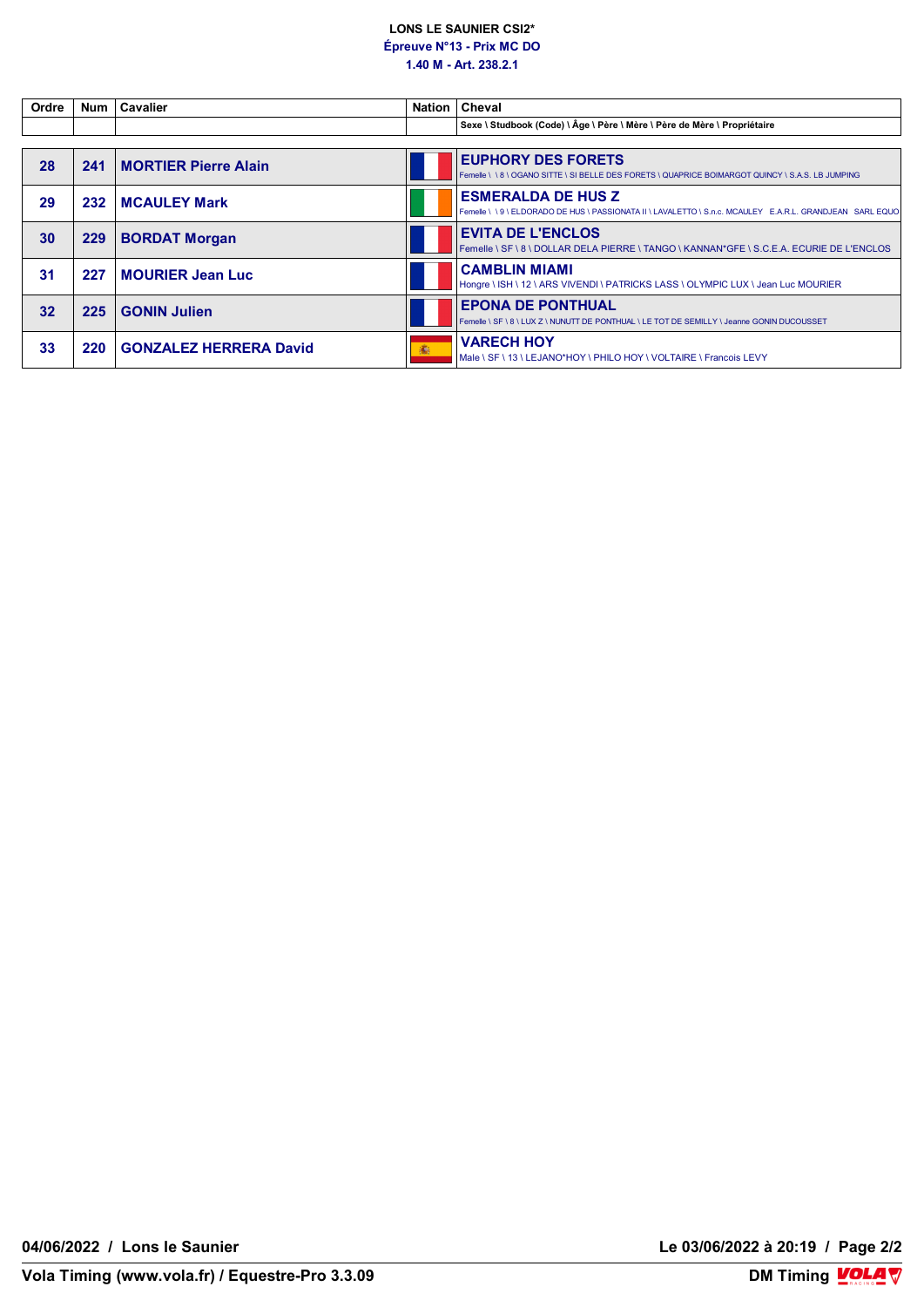**LONS LE SAUNIER CSI2***

**Épreuve N°13 - Prix MC DO**

**1.40 M - Art. 238.2.1**

| Ordre | Num | Cavalier | Nation | Cheval |
|---|---|---|---|---|
| | | | | Sexe \ Studbook (Code) \ Âge \ Père \ Mère \ Père de Mère \ Propriétaire |
| 28 | 241 | MORTIER Pierre Alain | | EUPHORY DES FORETS<br>Femelle \ \ 8 \ OGANO SITTE \ SI BELLE DES FORETS \ QUAPRICE BOIMARGOT QUINCY \ S.A.S. LB JUMPING |
| 29 | 232 | MCAULEY Mark | | ESMERALDA DE HUS Z<br>Femelle \ \ 9 \ ELDORADO DE HUS \ PASSIONATA II \ LAVALETTO \ S.n.c. MCAULEY E.A.R.L. GRANDJEAN SARL EQUO |
| 30 | 229 | BORDAT Morgan | | EVITA DE L'ENCLOS<br>Femelle \ SF \ 8 \ DOLLAR DELA PIERRE \ TANGO \ KANNAN*GFE \ S.C.E.A. ECURIE DE L'ENCLOS |
| 31 | 227 | MOURIER Jean Luc | | CAMBLIN MIAMI<br>Hongre \ ISH \ 12 \ ARS VIVENDI \ PATRICKS LASS \ OLYMPIC LUX \ Jean Luc MOURIER |
| 32 | 225 | GONIN Julien | | EPONA DE PONTHUAL<br>Femelle \ SF \ 8 \ LUX Z \ NUNUTT DE PONTHUAL \ LE TOT DE SEMILLY \ Jeanne GONIN DUCOUSSET |
| 33 | 220 | GONZALEZ HERRERA David | | VARECH HOY<br>Male \ SF \ 13 \ LEJANO*HOY \ PHILO HOY \ VOLTAIRE \ Francois LEVY |

04/06/2022 / Lons le Saunier — Le 03/06/2022 à 20:19

Vola Timing (www.vola.fr) / Equestre-Pro 3.3.09 — DM Timing